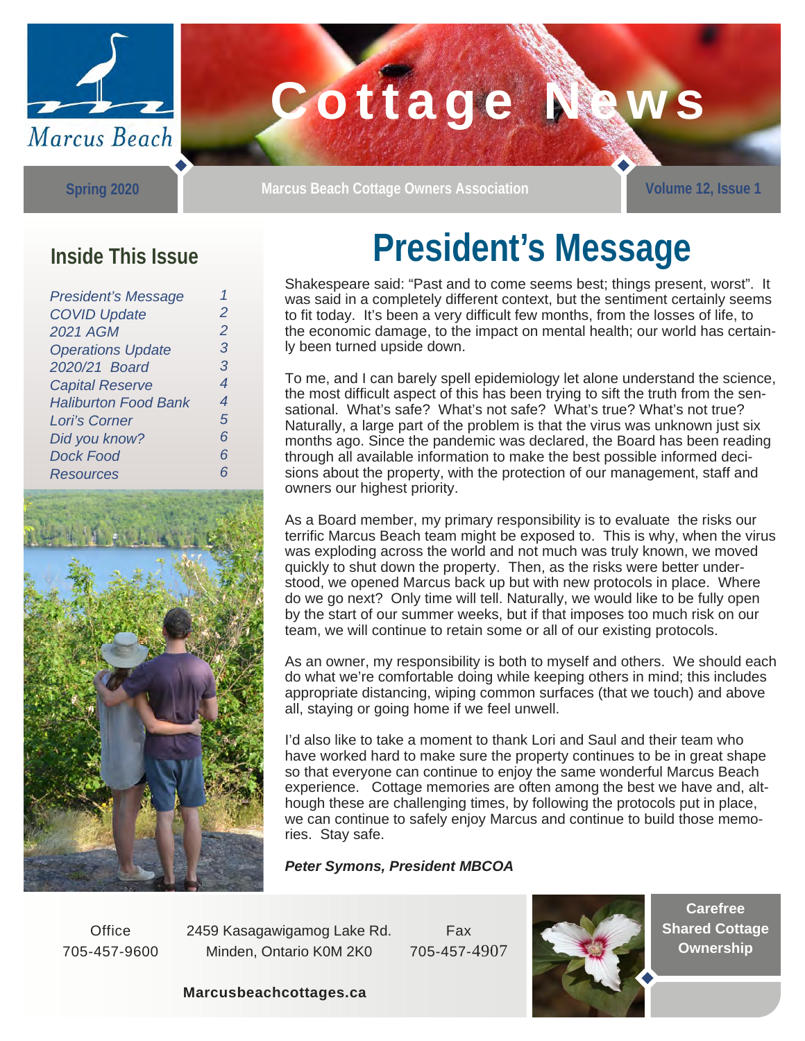Marcus Beach

# Cottage News

Spring 2020 | Marcus Beach Cottage Owners Association | Volume 12, Issue 1

## Inside This Issue

| | |
|---|---|
| *President's Message* | *1* |
| *COVID Update* | *2* |
| *2021 AGM* | *2* |
| *Operations Update* | *3* |
| *2020/21 Board* | *3* |
| *Capital Reserve* | *4* |
| *Haliburton Food Bank* | *4* |
| *Lori's Corner* | *5* |
| *Did you know?* | *6* |
| *Dock Food* | *6* |
| *Resources* | *6* |

# President's Message

Shakespeare said: "Past and to come seems best; things present, worst". It was said in a completely different context, but the sentiment certainly seems to fit today. It's been a very difficult few months, from the losses of life, to the economic damage, to the impact on mental health; our world has certainly been turned upside down.

To me, and I can barely spell epidemiology let alone understand the science, the most difficult aspect of this has been trying to sift the truth from the sensational. What's safe? What's not safe? What's true? What's not true? Naturally, a large part of the problem is that the virus was unknown just six months ago. Since the pandemic was declared, the Board has been reading through all available information to make the best possible informed decisions about the property, with the protection of our management, staff and owners our highest priority.

As a Board member, my primary responsibility is to evaluate the risks our terrific Marcus Beach team might be exposed to. This is why, when the virus was exploding across the world and not much was truly known, we moved quickly to shut down the property. Then, as the risks were better understood, we opened Marcus back up but with new protocols in place. Where do we go next? Only time will tell. Naturally, we would like to be fully open by the start of our summer weeks, but if that imposes too much risk on our team, we will continue to retain some or all of our existing protocols.

As an owner, my responsibility is both to myself and others. We should each do what we're comfortable doing while keeping others in mind; this includes appropriate distancing, wiping common surfaces (that we touch) and above all, staying or going home if we feel unwell.

I'd also like to take a moment to thank Lori and Saul and their team who have worked hard to make sure the property continues to be in great shape so that everyone can continue to enjoy the same wonderful Marcus Beach experience. Cottage memories are often among the best we have and, although these are challenging times, by following the protocols put in place, we can continue to safely enjoy Marcus and continue to build those memories. Stay safe.

***Peter Symons, President MBCOA***

Office
705-457-9600

2459 Kasagawigamog Lake Rd.
Minden, Ontario K0M 2K0

Fax
705-457-4907

**Marcusbeachcottages.ca**

**Carefree Shared Cottage Ownership**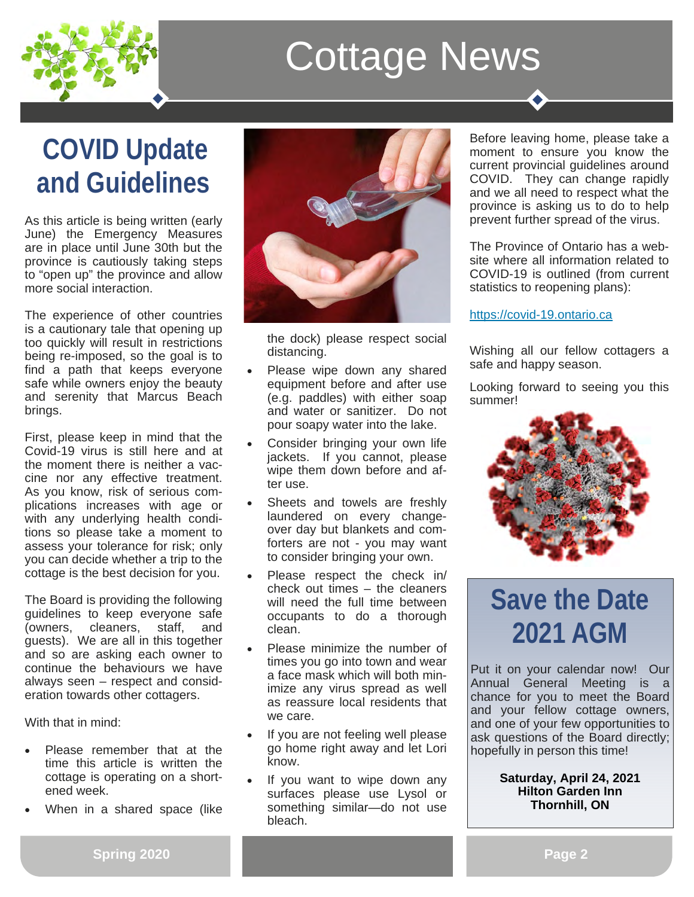# Cottage News

## COVID Update and Guidelines

As this article is being written (early June) the Emergency Measures are in place until June 30th but the province is cautiously taking steps to "open up" the province and allow more social interaction.

The experience of other countries is a cautionary tale that opening up too quickly will result in restrictions being re-imposed, so the goal is to find a path that keeps everyone safe while owners enjoy the beauty and serenity that Marcus Beach brings.

First, please keep in mind that the Covid-19 virus is still here and at the moment there is neither a vaccine nor any effective treatment. As you know, risk of serious complications increases with age or with any underlying health conditions so please take a moment to assess your tolerance for risk; only you can decide whether a trip to the cottage is the best decision for you.

The Board is providing the following guidelines to keep everyone safe (owners, cleaners, staff, and guests). We are all in this together and so are asking each owner to continue the behaviours we have always seen – respect and consideration towards other cottagers.

With that in mind:

- Please remember that at the time this article is written the cottage is operating on a shortened week.
- When in a shared space (like the dock) please respect social distancing.
- Please wipe down any shared equipment before and after use (e.g. paddles) with either soap and water or sanitizer. Do not pour soapy water into the lake.
- Consider bringing your own life jackets. If you cannot, please wipe them down before and after use.
- Sheets and towels are freshly laundered on every changeover day but blankets and comforters are not - you may want to consider bringing your own.
- Please respect the check in/check out times – the cleaners will need the full time between occupants to do a thorough clean.
- Please minimize the number of times you go into town and wear a face mask which will both minimize any virus spread as well as reassure local residents that we care.
- If you are not feeling well please go home right away and let Lori know.
- If you want to wipe down any surfaces please use Lysol or something similar—do not use bleach.

Before leaving home, please take a moment to ensure you know the current provincial guidelines around COVID. They can change rapidly and we all need to respect what the province is asking us to do to help prevent further spread of the virus.

The Province of Ontario has a website where all information related to COVID-19 is outlined (from current statistics to reopening plans):

https://covid-19.ontario.ca

Wishing all our fellow cottagers a safe and happy season.

Looking forward to seeing you this summer!

## Save the Date 2021 AGM

Put it on your calendar now! Our Annual General Meeting is a chance for you to meet the Board and your fellow cottage owners, and one of your few opportunities to ask questions of the Board directly; hopefully in person this time!

**Saturday, April 24, 2021**
**Hilton Garden Inn**
**Thornhill, ON**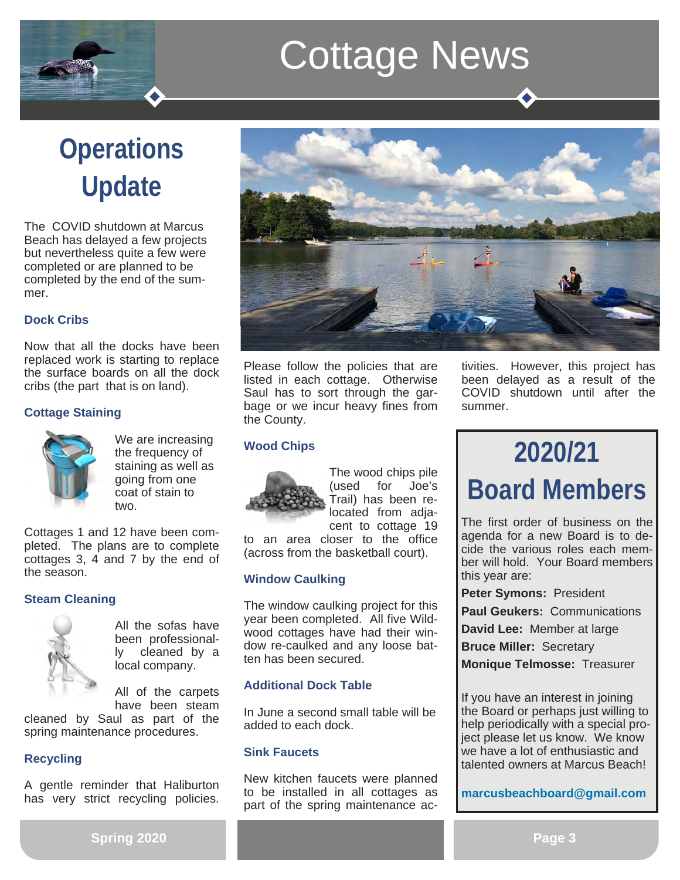# Cottage News

## Operations Update

The COVID shutdown at Marcus Beach has delayed a few projects but nevertheless quite a few were completed or are planned to be completed by the end of the summer.

### Dock Cribs

Now that all the docks have been replaced work is starting to replace the surface boards on all the dock cribs (the part that is on land).

### Cottage Staining

We are increasing the frequency of staining as well as going from one coat of stain to two.

Cottages 1 and 12 have been completed. The plans are to complete cottages 3, 4 and 7 by the end of the season.

### Steam Cleaning

All the sofas have been professionally cleaned by a local company.

All of the carpets have been steam cleaned by Saul as part of the spring maintenance procedures.

### Recycling

A gentle reminder that Haliburton has very strict recycling policies. Please follow the policies that are listed in each cottage. Otherwise Saul has to sort through the garbage or we incur heavy fines from the County.

### Wood Chips

The wood chips pile (used for Joe's Trail) has been relocated from adjacent to cottage 19 to an area closer to the office (across from the basketball court).

### Window Caulking

The window caulking project for this year been completed. All five Wildwood cottages have had their window re-caulked and any loose batten has been secured.

### Additional Dock Table

In June a second small table will be added to each dock.

### Sink Faucets

New kitchen faucets were planned to be installed in all cottages as part of the spring maintenance activities. However, this project has been delayed as a result of the COVID shutdown until after the summer.

## 2020/21 Board Members

The first order of business on the agenda for a new Board is to decide the various roles each member will hold. Your Board members this year are:

**Peter Symons:** President

**Paul Geukers:** Communications

**David Lee:** Member at large

**Bruce Miller:** Secretary

**Monique Telmosse:** Treasurer

If you have an interest in joining the Board or perhaps just willing to help periodically with a special project please let us know. We know we have a lot of enthusiastic and talented owners at Marcus Beach!

**marcusbeachboard@gmail.com**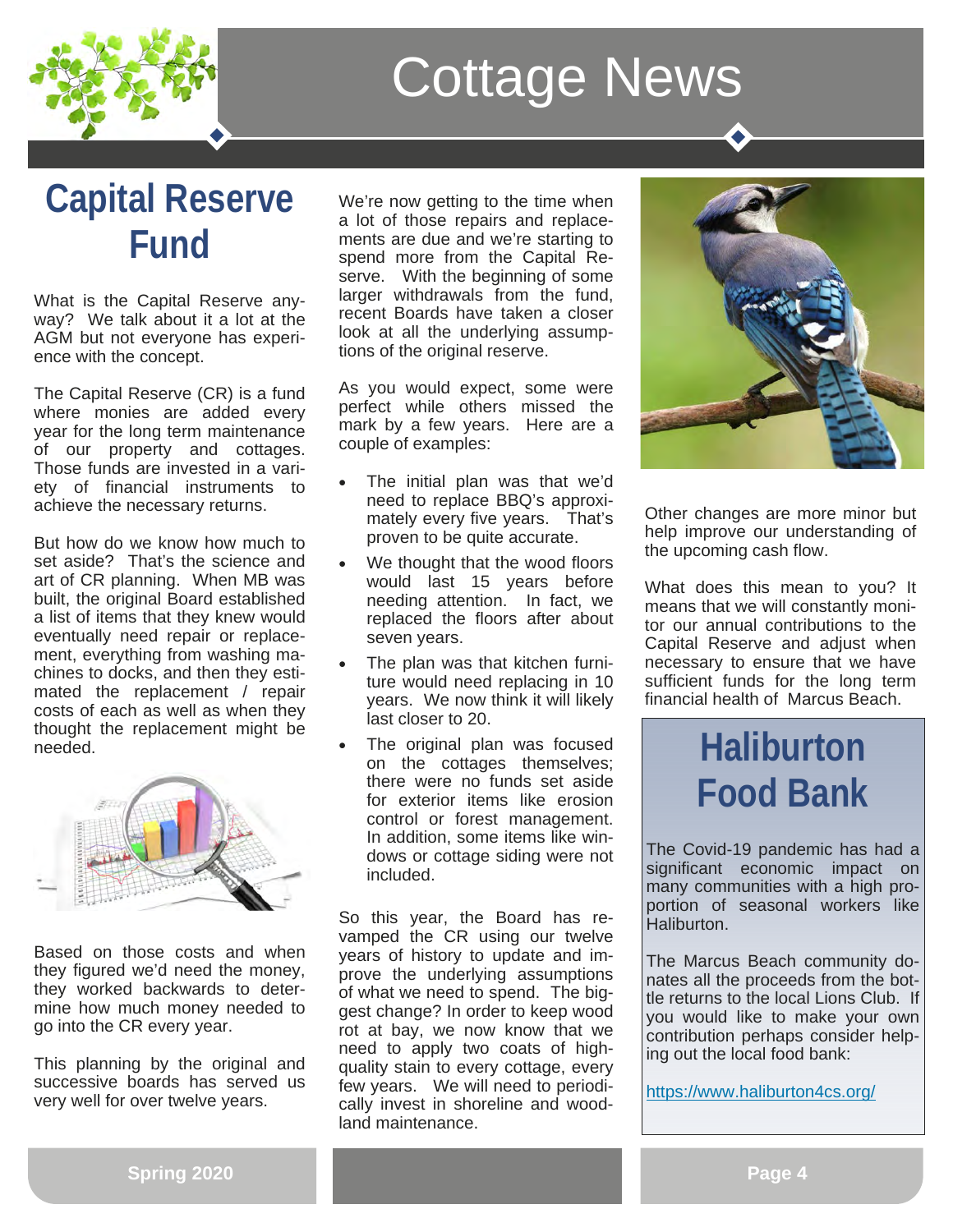# Cottage News

## Capital Reserve Fund

What is the Capital Reserve anyway? We talk about it a lot at the AGM but not everyone has experience with the concept.

The Capital Reserve (CR) is a fund where monies are added every year for the long term maintenance of our property and cottages. Those funds are invested in a variety of financial instruments to achieve the necessary returns.

But how do we know how much to set aside? That's the science and art of CR planning. When MB was built, the original Board established a list of items that they knew would eventually need repair or replacement, everything from washing machines to docks, and then they estimated the replacement / repair costs of each as well as when they thought the replacement might be needed.

Based on those costs and when they figured we'd need the money, they worked backwards to determine how much money needed to go into the CR every year.

This planning by the original and successive boards has served us very well for over twelve years.

We're now getting to the time when a lot of those repairs and replacements are due and we're starting to spend more from the Capital Reserve. With the beginning of some larger withdrawals from the fund, recent Boards have taken a closer look at all the underlying assumptions of the original reserve.

As you would expect, some were perfect while others missed the mark by a few years. Here are a couple of examples:

- The initial plan was that we'd need to replace BBQ's approximately every five years. That's proven to be quite accurate.
- We thought that the wood floors would last 15 years before needing attention. In fact, we replaced the floors after about seven years.
- The plan was that kitchen furniture would need replacing in 10 years. We now think it will likely last closer to 20.
- The original plan was focused on the cottages themselves; there were no funds set aside for exterior items like erosion control or forest management. In addition, some items like windows or cottage siding were not included.

So this year, the Board has revamped the CR using our twelve years of history to update and improve the underlying assumptions of what we need to spend. The biggest change? In order to keep wood rot at bay, we now know that we need to apply two coats of high-quality stain to every cottage, every few years. We will need to periodically invest in shoreline and woodland maintenance.

Other changes are more minor but help improve our understanding of the upcoming cash flow.

What does this mean to you? It means that we will constantly monitor our annual contributions to the Capital Reserve and adjust when necessary to ensure that we have sufficient funds for the long term financial health of Marcus Beach.

## Haliburton Food Bank

The Covid-19 pandemic has had a significant economic impact on many communities with a high proportion of seasonal workers like Haliburton.

The Marcus Beach community donates all the proceeds from the bottle returns to the local Lions Club. If you would like to make your own contribution perhaps consider helping out the local food bank:

https://www.haliburton4cs.org/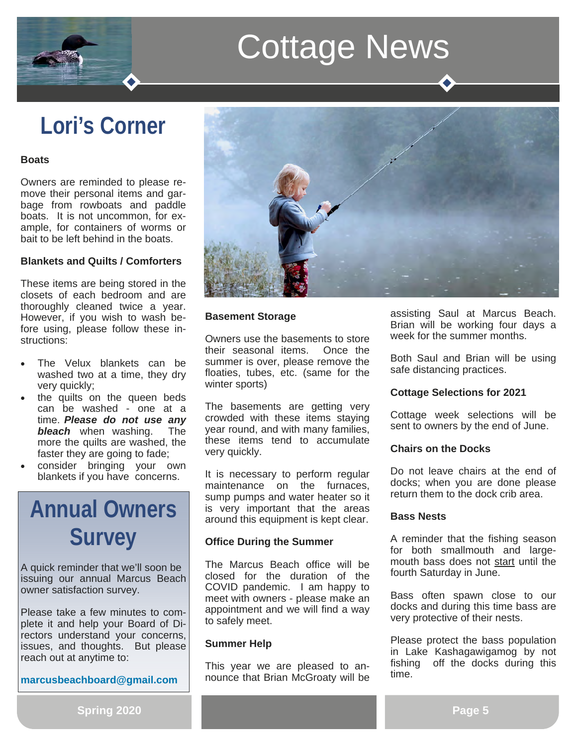# Cottage News

## Lori's Corner

**Boats**

Owners are reminded to please remove their personal items and garbage from rowboats and paddle boats. It is not uncommon, for example, for containers of worms or bait to be left behind in the boats.

**Blankets and Quilts / Comforters**

These items are being stored in the closets of each bedroom and are thoroughly cleaned twice a year. However, if you wish to wash before using, please follow these instructions:

- The Velux blankets can be washed two at a time, they dry very quickly;
- the quilts on the queen beds can be washed - one at a time. ***Please do not use any bleach*** when washing. The more the quilts are washed, the faster they are going to fade;
- consider bringing your own blankets if you have concerns.

## Annual Owners Survey

A quick reminder that we'll soon be issuing our annual Marcus Beach owner satisfaction survey.

Please take a few minutes to complete it and help your Board of Directors understand your concerns, issues, and thoughts. But please reach out at anytime to:

**marcusbeachboard@gmail.com**

**Basement Storage**

Owners use the basements to store their seasonal items. Once the summer is over, please remove the floaties, tubes, etc. (same for the winter sports)

The basements are getting very crowded with these items staying year round, and with many families, these items tend to accumulate very quickly.

It is necessary to perform regular maintenance on the furnaces, sump pumps and water heater so it is very important that the areas around this equipment is kept clear.

**Office During the Summer**

The Marcus Beach office will be closed for the duration of the COVID pandemic. I am happy to meet with owners - please make an appointment and we will find a way to safely meet.

**Summer Help**

This year we are pleased to announce that Brian McGroaty will be assisting Saul at Marcus Beach. Brian will be working four days a week for the summer months.

Both Saul and Brian will be using safe distancing practices.

**Cottage Selections for 2021**

Cottage week selections will be sent to owners by the end of June.

**Chairs on the Docks**

Do not leave chairs at the end of docks; when you are done please return them to the dock crib area.

**Bass Nests**

A reminder that the fishing season for both smallmouth and largemouth bass does not start until the fourth Saturday in June.

Bass often spawn close to our docks and during this time bass are very protective of their nests.

Please protect the bass population in Lake Kashagawigamog by not fishing off the docks during this time.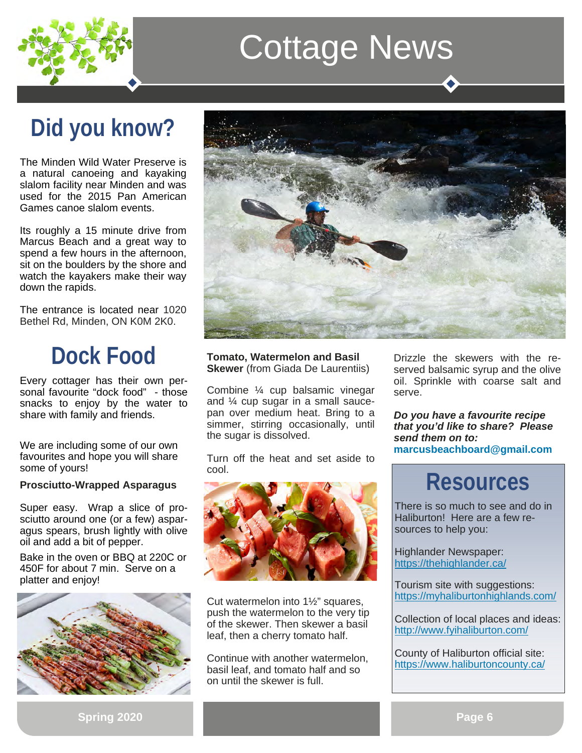# Cottage News

## Did you know?

The Minden Wild Water Preserve is a natural canoeing and kayaking slalom facility near Minden and was used for the 2015 Pan American Games canoe slalom events.

Its roughly a 15 minute drive from Marcus Beach and a great way to spend a few hours in the afternoon, sit on the boulders by the shore and watch the kayakers make their way down the rapids.

The entrance is located near 1020 Bethel Rd, Minden, ON K0M 2K0.

## Dock Food

Every cottager has their own personal favourite "dock food" - those snacks to enjoy by the water to share with family and friends.

We are including some of our own favourites and hope you will share some of yours!

**Prosciutto-Wrapped Asparagus**

Super easy. Wrap a slice of prosciutto around one (or a few) asparagus spears, brush lightly with olive oil and add a bit of pepper.

Bake in the oven or BBQ at 220C or 450F for about 7 min. Serve on a platter and enjoy!

**Tomato, Watermelon and Basil Skewer** (from Giada De Laurentiis)

Combine ¼ cup balsamic vinegar and ¼ cup sugar in a small saucepan over medium heat. Bring to a simmer, stirring occasionally, until the sugar is dissolved.

Turn off the heat and set aside to cool.

Cut watermelon into 1½" squares, push the watermelon to the very tip of the skewer. Then skewer a basil leaf, then a cherry tomato half.

Continue with another watermelon, basil leaf, and tomato half and so on until the skewer is full.

Drizzle the skewers with the reserved balsamic syrup and the olive oil. Sprinkle with coarse salt and serve.

***Do you have a favourite recipe that you'd like to share? Please send them on to:***
**marcusbeachboard@gmail.com**

## Resources

There is so much to see and do in Haliburton! Here are a few resources to help you:

Highlander Newspaper:
https://thehighlander.ca/

Tourism site with suggestions:
https://myhaliburtonhighlands.com/

Collection of local places and ideas:
http://www.fyihaliburton.com/

County of Haliburton official site:
https://www.haliburtoncounty.ca/

Spring 2020